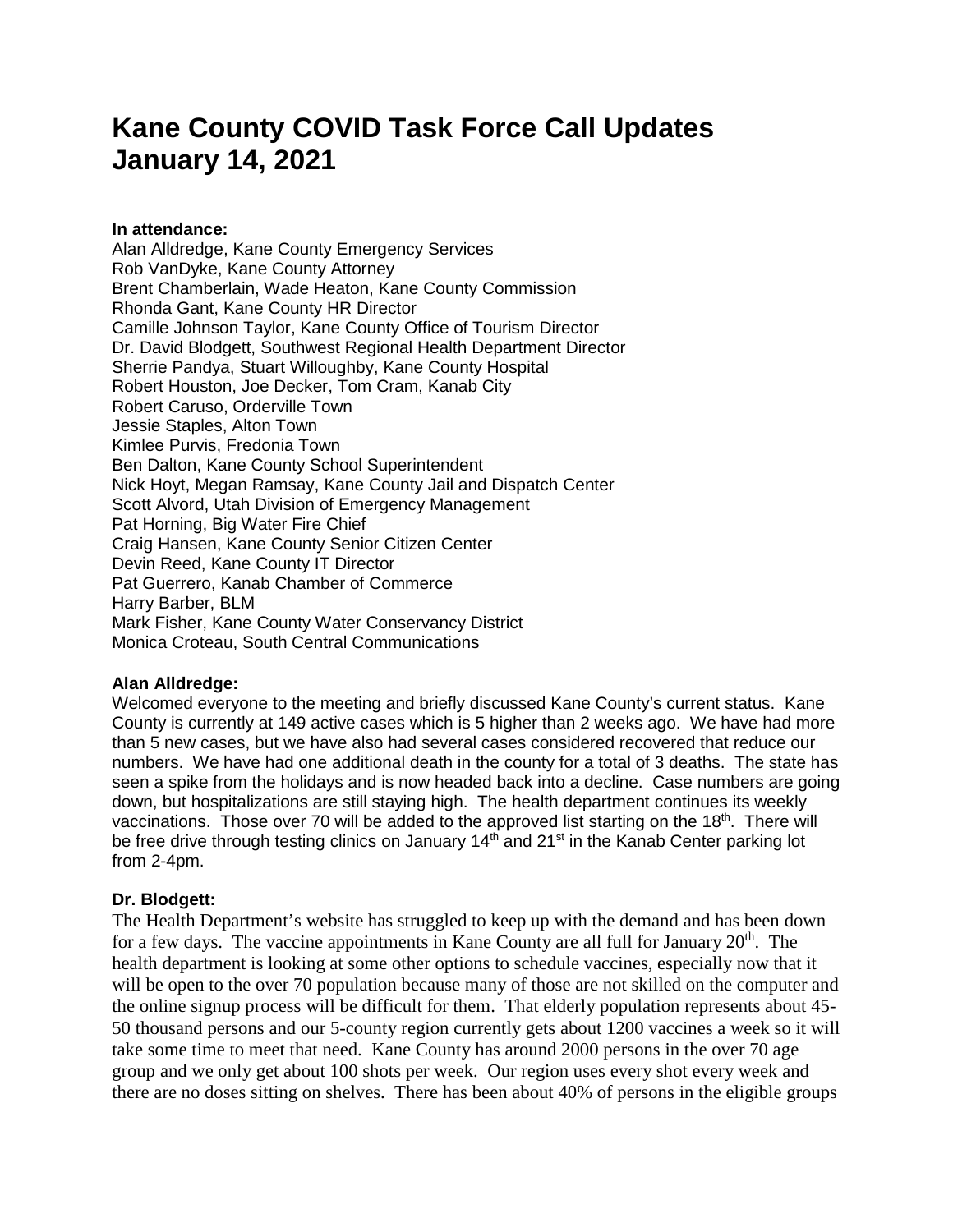# Kane County COVID Task Force Call Updates January 14, 2021

**In attendance:**

Alan Alldredge, Kane County Emergency Services
Rob VanDyke, Kane County Attorney
Brent Chamberlain, Wade Heaton, Kane County Commission
Rhonda Gant, Kane County HR Director
Camille Johnson Taylor, Kane County Office of Tourism Director
Dr. David Blodgett, Southwest Regional Health Department Director
Sherrie Pandya, Stuart Willoughby, Kane County Hospital
Robert Houston, Joe Decker, Tom Cram, Kanab City
Robert Caruso, Orderville Town
Jessie Staples, Alton Town
Kimlee Purvis, Fredonia Town
Ben Dalton, Kane County School Superintendent
Nick Hoyt, Megan Ramsay, Kane County Jail and Dispatch Center
Scott Alvord, Utah Division of Emergency Management
Pat Horning, Big Water Fire Chief
Craig Hansen, Kane County Senior Citizen Center
Devin Reed, Kane County IT Director
Pat Guerrero, Kanab Chamber of Commerce
Harry Barber, BLM
Mark Fisher, Kane County Water Conservancy District
Monica Croteau, South Central Communications

**Alan Alldredge:**

Welcomed everyone to the meeting and briefly discussed Kane County's current status. Kane County is currently at 149 active cases which is 5 higher than 2 weeks ago. We have had more than 5 new cases, but we have also had several cases considered recovered that reduce our numbers. We have had one additional death in the county for a total of 3 deaths. The state has seen a spike from the holidays and is now headed back into a decline. Case numbers are going down, but hospitalizations are still staying high. The health department continues its weekly vaccinations. Those over 70 will be added to the approved list starting on the 18th. There will be free drive through testing clinics on January 14th and 21st in the Kanab Center parking lot from 2-4pm.

**Dr. Blodgett:**

The Health Department's website has struggled to keep up with the demand and has been down for a few days. The vaccine appointments in Kane County are all full for January 20th. The health department is looking at some other options to schedule vaccines, especially now that it will be open to the over 70 population because many of those are not skilled on the computer and the online signup process will be difficult for them. That elderly population represents about 45-50 thousand persons and our 5-county region currently gets about 1200 vaccines a week so it will take some time to meet that need. Kane County has around 2000 persons in the over 70 age group and we only get about 100 shots per week. Our region uses every shot every week and there are no doses sitting on shelves. There has been about 40% of persons in the eligible groups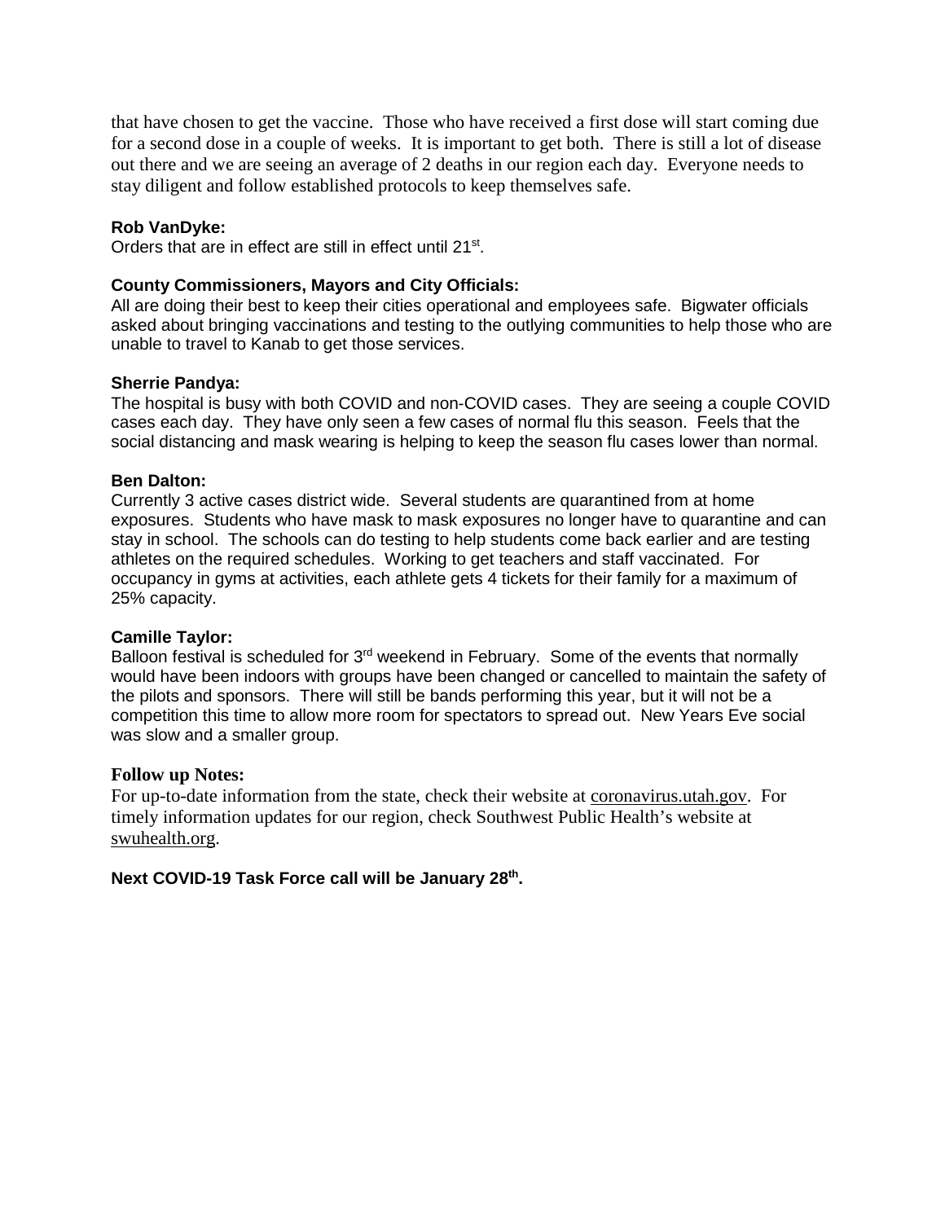that have chosen to get the vaccine. Those who have received a first dose will start coming due for a second dose in a couple of weeks. It is important to get both. There is still a lot of disease out there and we are seeing an average of 2 deaths in our region each day. Everyone needs to stay diligent and follow established protocols to keep themselves safe.

**Rob VanDyke:**
Orders that are in effect are still in effect until 21st.

**County Commissioners, Mayors and City Officials:**
All are doing their best to keep their cities operational and employees safe. Bigwater officials asked about bringing vaccinations and testing to the outlying communities to help those who are unable to travel to Kanab to get those services.

**Sherrie Pandya:**
The hospital is busy with both COVID and non-COVID cases. They are seeing a couple COVID cases each day. They have only seen a few cases of normal flu this season. Feels that the social distancing and mask wearing is helping to keep the season flu cases lower than normal.

**Ben Dalton:**
Currently 3 active cases district wide. Several students are quarantined from at home exposures. Students who have mask to mask exposures no longer have to quarantine and can stay in school. The schools can do testing to help students come back earlier and are testing athletes on the required schedules. Working to get teachers and staff vaccinated. For occupancy in gyms at activities, each athlete gets 4 tickets for their family for a maximum of 25% capacity.

**Camille Taylor:**
Balloon festival is scheduled for 3rd weekend in February. Some of the events that normally would have been indoors with groups have been changed or cancelled to maintain the safety of the pilots and sponsors. There will still be bands performing this year, but it will not be a competition this time to allow more room for spectators to spread out. New Years Eve social was slow and a smaller group.

**Follow up Notes:**
For up-to-date information from the state, check their website at coronavirus.utah.gov. For timely information updates for our region, check Southwest Public Health's website at swuhealth.org.

**Next COVID-19 Task Force call will be January 28th.**